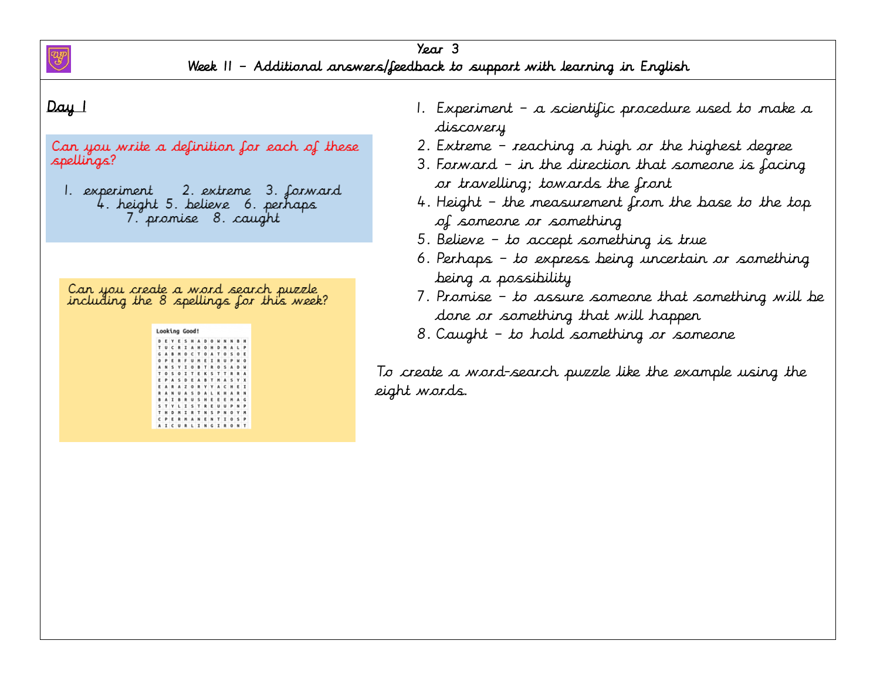# Year 3

## Week 11 – Additional answers/feedback to support with learning in English

### Day 1

Can you write a definition for each of these spellings?

1. experiment 2. extreme 3. forward 4. height 5. believe 6. perhaps 7. promise 8. caught

Can you create a word search puzzle including the 8 spellings for this week?

1. Experiment – a scientific procedure used to make a discovery
2. Extreme – reaching a high or the highest degree
3. Forward – in the direction that someone is facing or travelling; towards the front
4. Height – the measurement from the base to the top of someone or something
5. Believe – to accept something is true
6. Perhaps – to express being uncertain or something being a possibility
7. Promise – to assure someone that something will be done or something that will happen
8. Caught – to hold something or someone

To create a word-search puzzle like the example using the eight words.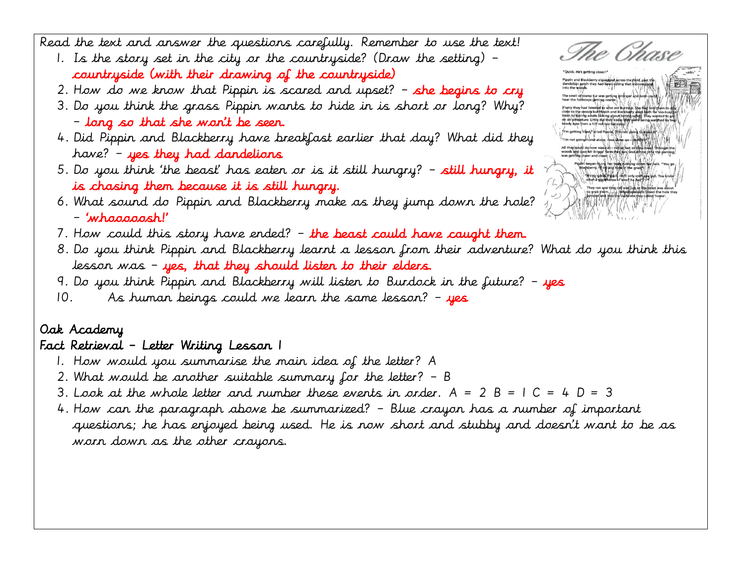Read the text and answer the questions carefully. Remember to use the text!

1. Is the story set in the city or the countryside? (Draw the setting) – countryside (with their drawing of the countryside)
2. How do we know that Pippin is scared and upset? – she begins to cry
3. Do you think the grass Pippin wants to hide in is short or long? Why? – long so that she won't be seen.
4. Did Pippin and Blackberry have breakfast earlier that day? What did they have? – yes they had dandelions
5. Do you think 'the beast' has eaten or is it still hungry? – still hungry, it is chasing them because it is still hungry.
6. What sound do Pippin and Blackberry make as they jump down the hole? – 'whooooosh!'
7. How could this story have ended? – the beast could have caught them.
8. Do you think Pippin and Blackberry learnt a lesson from their adventure? What do you think this lesson was – yes, that they should listen to their elders.
9. Do you think Pippin and Blackberry will listen to Burdock in the future? – yes
10. As human beings could we learn the same lesson? – yes

## Oak Academy

### Fact Retrieval – Letter Writing Lesson 1

1. How would you summarise the main idea of the letter? A
2. What would be another suitable summary for the letter? – B
3. Look at the whole letter and number these events in order. A = 2 B = 1 C = 4 D = 3
4. How can the paragraph above be summarized? – Blue crayon has a number of important questions; he has enjoyed being used. He is now short and stubby and doesn't want to be as worn down as the other crayons.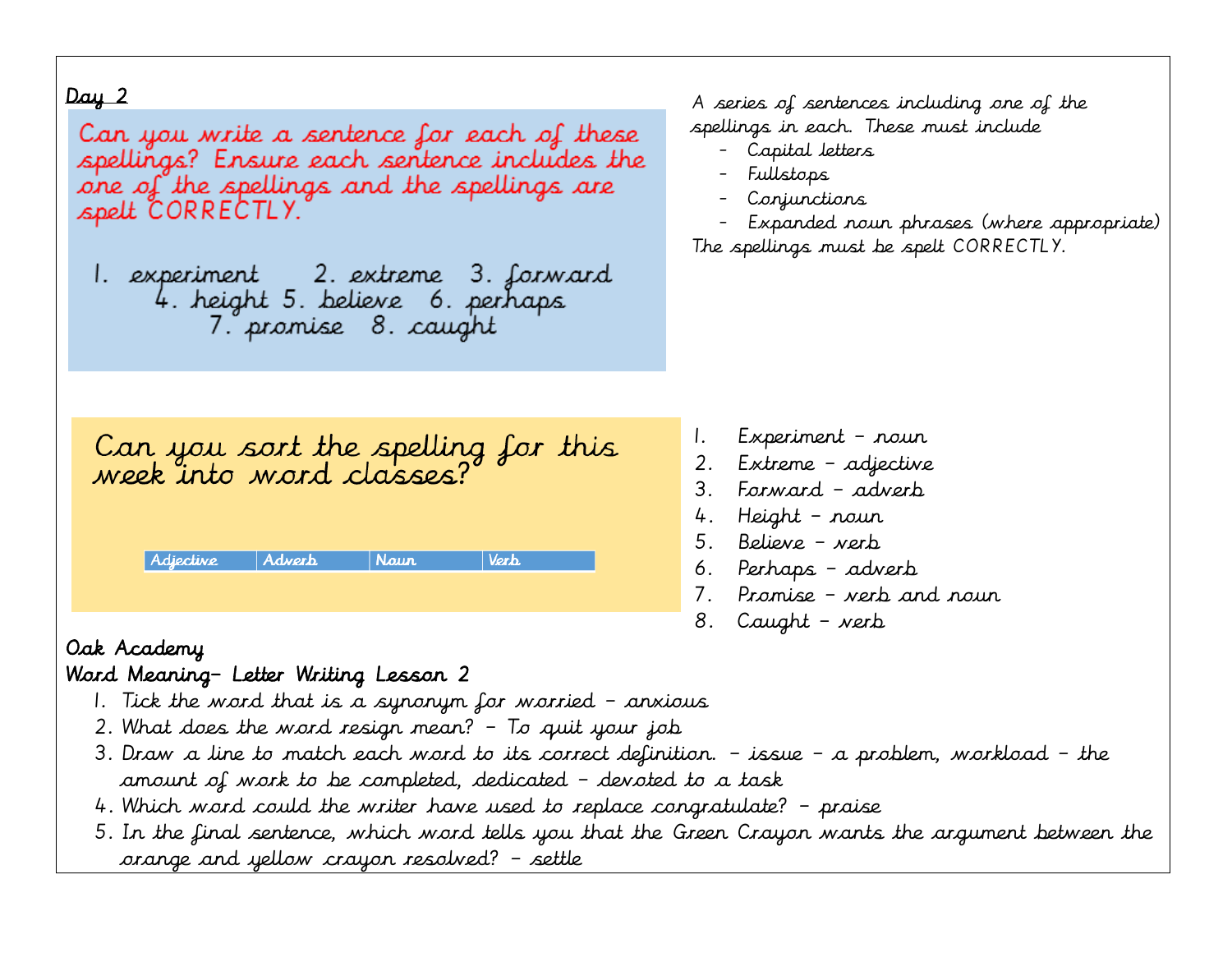Day 2

Can you write a sentence for each of these spellings? Ensure each sentence includes the one of the spellings and the spellings are spelt CORRECTLY.

1. experiment 2. extreme 3. forward 4. height 5. believe 6. perhaps 7. promise 8. caught

A series of sentences including one of the spellings in each. These must include

- Capital letters
- Fullstops
- Conjunctions
- Expanded noun phrases (where appropriate)

The spellings must be spelt CORRECTLY.

Can you sort the spelling for this week into word classes?

| Adjective | Adverb | Noun | Verb |
|---|---|---|---|

1. Experiment – noun
2. Extreme – adjective
3. Forward – adverb
4. Height – noun
5. Believe – verb
6. Perhaps – adverb
7. Promise – verb and noun
8. Caught – verb

Oak Academy

Word Meaning- Letter Writing Lesson 2

1. Tick the word that is a synonym for worried – anxious
2. What does the word resign mean? – To quit your job
3. Draw a line to match each word to its correct definition. – issue – a problem, workload – the amount of work to be completed, dedicated – devoted to a task
4. Which word could the writer have used to replace congratulate? – praise
5. In the final sentence, which word tells you that the Green Crayon wants the argument between the orange and yellow crayon resolved? – settle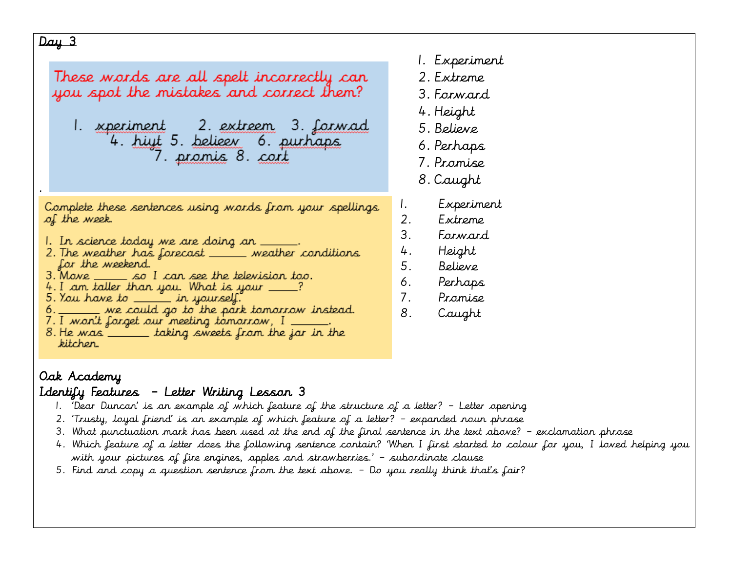Day 3

These words are all spelt incorrectly can you spot the mistakes and correct them?

1. xperiment 2. extreem 3. forwad
4. hiyt 5. belieev 6. purhaps
7. promis 8. cort

1. Experiment
2. Extreme
3. Forward
4. Height
5. Believe
6. Perhaps
7. Promise
8. Caught

.

Complete these sentences using words from your spellings of the week.

1. In science today we are doing an ______.
2. The weather has forecast ______ weather conditions for the weekend.
3. Move ______ so I can see the television too.
4. I am taller than you. What is your _____?
5. You have to ______ in yourself.
6. _______ we could go to the park tomorrow instead.
7. I won't forget our meeting tomorrow, I ______.
8. He was _______ taking sweets from the jar in the kitchen.

1. Experiment
2. Extreme
3. Forward
4. Height
5. Believe
6. Perhaps
7. Promise
8. Caught

Oak Academy

Identify Features – Letter Writing Lesson 3

1. 'Dear Duncan' is an example of which feature of the structure of a letter? – Letter opening
2. 'Trusty, loyal friend' is an example of which feature of a letter? – expanded noun phrase
3. What punctuation mark has been used at the end of the final sentence in the text above? – exclamation phrase
4. Which feature of a letter does the following sentence contain? 'When I first started to colour for you, I loved helping you with your pictures of fire engines, apples and strawberries.' – subordinate clause
5. Find and copy a question sentence from the text above. – Do you really think that's fair?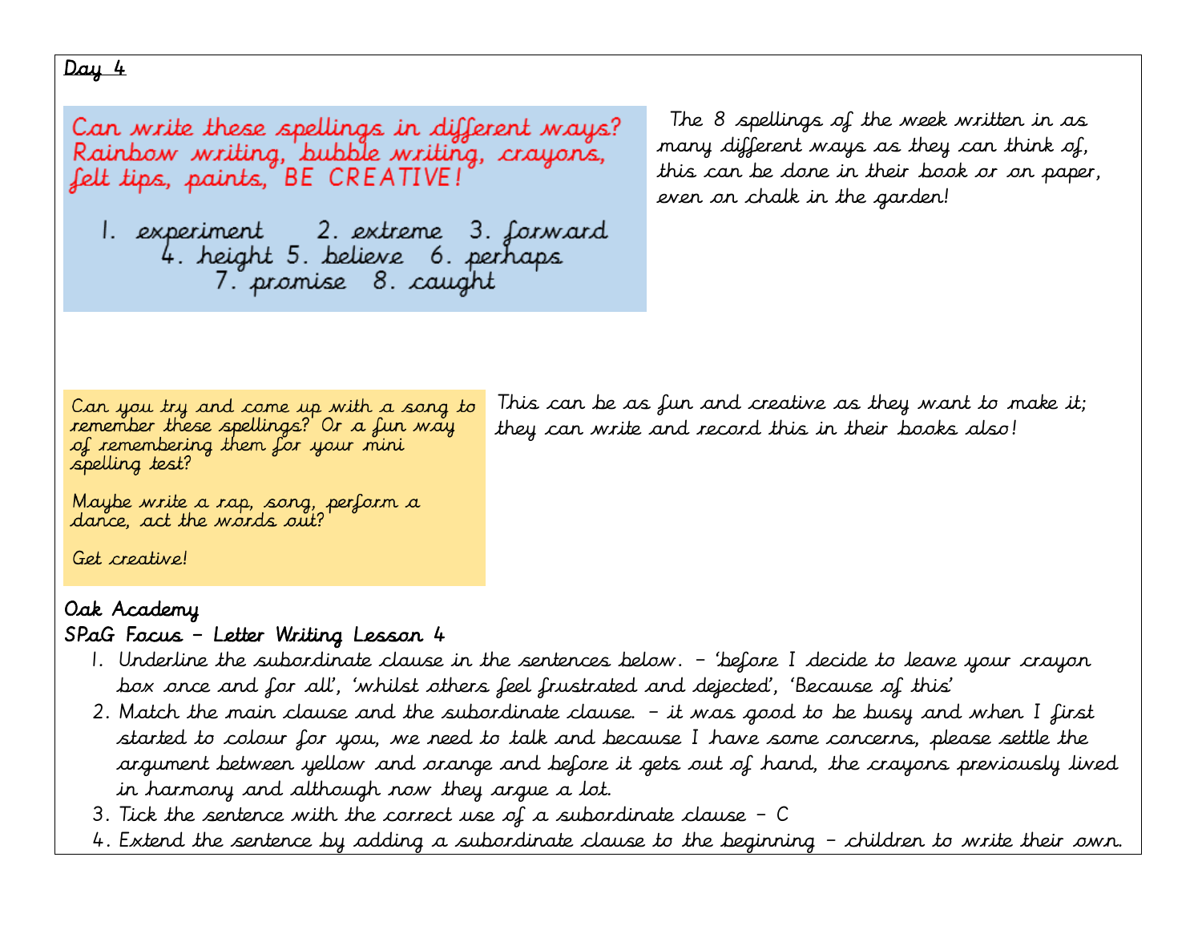Day 4

Can write these spellings in different ways? Rainbow writing, bubble writing, crayons, felt tips, paints, BE CREATIVE!

1. experiment 2. extreme 3. forward
4. height 5. believe 6. perhaps
7. promise 8. caught

The 8 spellings of the week written in as many different ways as they can think of, this can be done in their book or on paper, even on chalk in the garden!

Can you try and come up with a song to remember these spellings? Or a fun way of remembering them for your mini spelling test?

Maybe write a rap, song, perform a dance, act the words out?

Get creative!

This can be as fun and creative as they want to make it; they can write and record this in their books also!

Oak Academy
SPaG Focus – Letter Writing Lesson 4

1. Underline the subordinate clause in the sentences below. – 'before I decide to leave your crayon box once and for all', 'whilst others feel frustrated and dejected', 'Because of this'
2. Match the main clause and the subordinate clause. – it was good to be busy and when I first started to colour for you, we need to talk and because I have some concerns, please settle the argument between yellow and orange and before it gets out of hand, the crayons previously lived in harmony and although now they argue a lot.
3. Tick the sentence with the correct use of a subordinate clause – C
4. Extend the sentence by adding a subordinate clause to the beginning – children to write their own.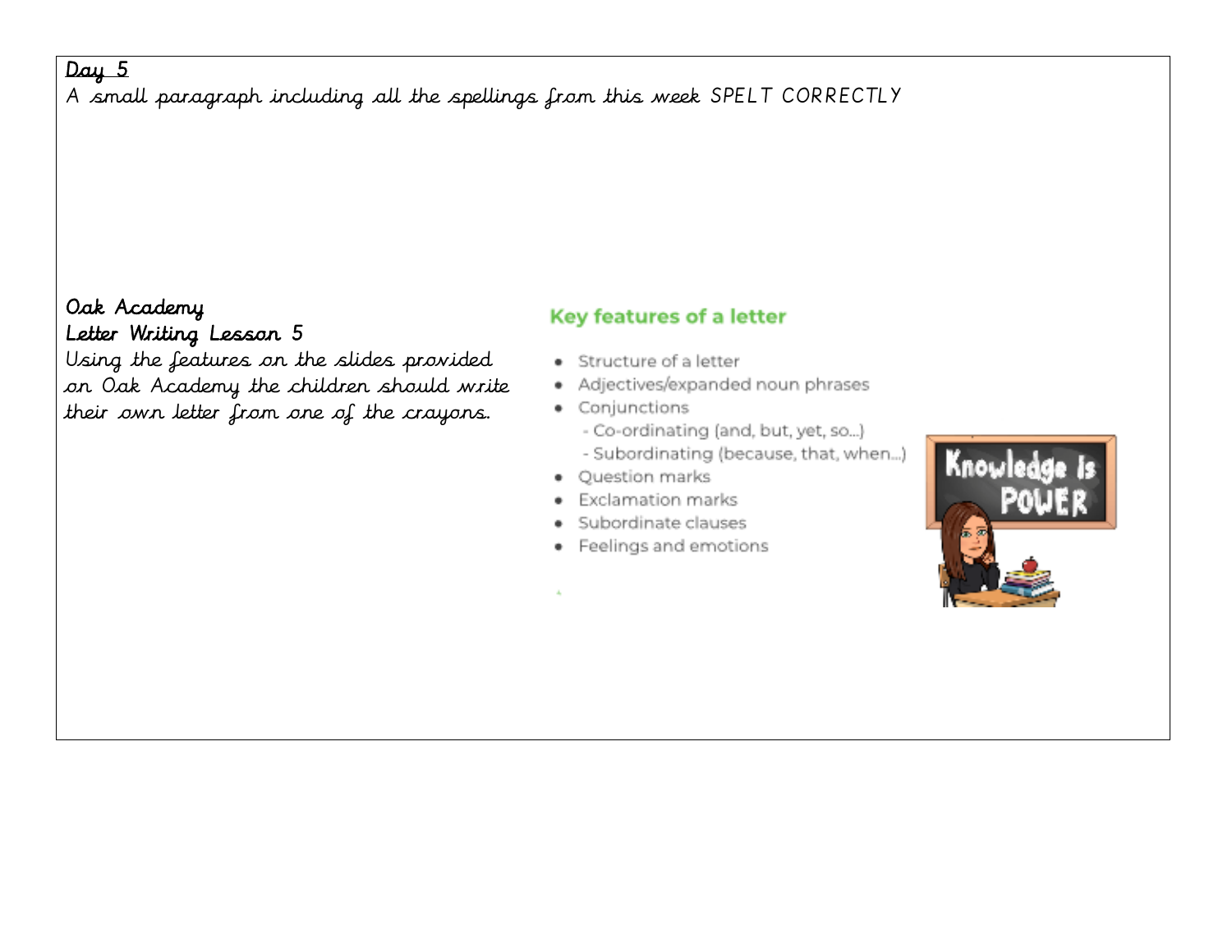Day 5

A small paragraph including all the spellings from this week SPELT CORRECTLY

Oak Academy

Letter Writing Lesson 5

Using the features on the slides provided on Oak Academy the children should write their own letter from one of the crayons.

**Key features of a letter**

- Structure of a letter
- Adjectives/expanded noun phrases
- Conjunctions
  - Co-ordinating (and, but, yet, so...)
  - Subordinating (because, that, when...)
- Question marks
- Exclamation marks
- Subordinate clauses
- Feelings and emotions

Knowledge Is POWER